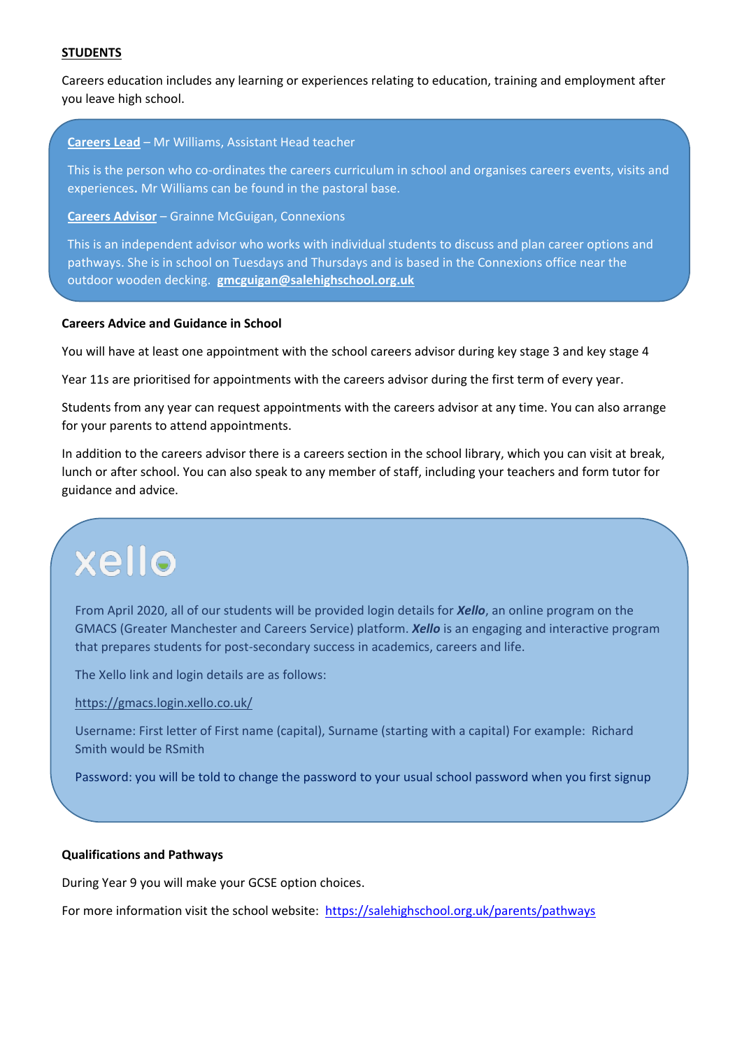## STUDENTS

Careers education includes any learning or experiences relating to education, training and employment after you leave high school.

**Careers Lead** – Mr Williams, Assistant Head teacher

This is the person who co-ordinates the careers curriculum in school and organises careers events, visits and experiences**.** Mr Williams can be found in the pastoral base.

**Careers Advisor** – Grainne McGuigan, Connexions

This is an independent advisor who works with individual students to discuss and plan career options and pathways. She is in school on Tuesdays and Thursdays and is based in the Connexions office near the outdoor wooden decking. **gmcguigan@salehighschool.org.uk**

### Careers Advice and Guidance in School

You will have at least one appointment with the school careers advisor during key stage 3 and key stage 4

Year 11s are prioritised for appointments with the careers advisor during the first term of every year.

Students from any year can request appointments with the careers advisor at any time. You can also arrange for your parents to attend appointments.

In addition to the careers advisor there is a careers section in the school library, which you can visit at break, lunch or after school. You can also speak to any member of staff, including your teachers and form tutor for guidance and advice.

xello

From April 2020, all of our students will be provided login details for ***Xello***, an online program on the GMACS (Greater Manchester and Careers Service) platform. ***Xello*** is an engaging and interactive program that prepares students for post-secondary success in academics, careers and life.

The Xello link and login details are as follows:

https://gmacs.login.xello.co.uk/

Username: First letter of First name (capital), Surname (starting with a capital) For example: Richard Smith would be RSmith

Password: you will be told to change the password to your usual school password when you first signup

### Qualifications and Pathways

During Year 9 you will make your GCSE option choices.

For more information visit the school website: https://salehighschool.org.uk/parents/pathways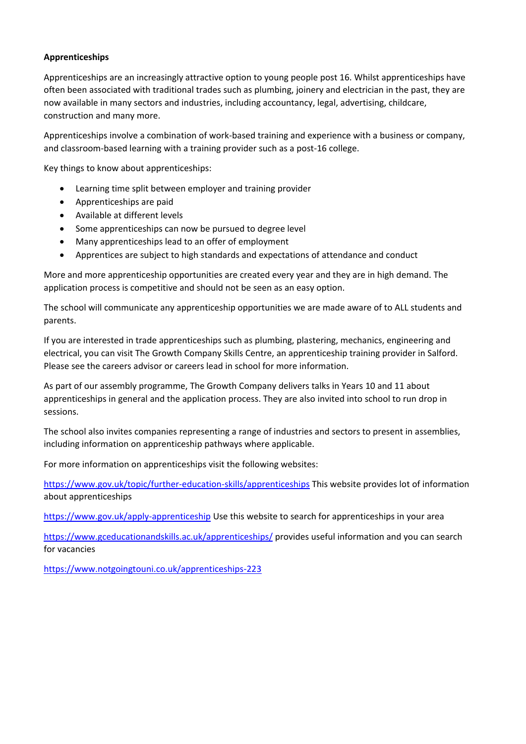**Apprenticeships**

Apprenticeships are an increasingly attractive option to young people post 16. Whilst apprenticeships have often been associated with traditional trades such as plumbing, joinery and electrician in the past, they are now available in many sectors and industries, including accountancy, legal, advertising, childcare, construction and many more.

Apprenticeships involve a combination of work-based training and experience with a business or company, and classroom-based learning with a training provider such as a post-16 college.

Key things to know about apprenticeships:

- Learning time split between employer and training provider
- Apprenticeships are paid
- Available at different levels
- Some apprenticeships can now be pursued to degree level
- Many apprenticeships lead to an offer of employment
- Apprentices are subject to high standards and expectations of attendance and conduct

More and more apprenticeship opportunities are created every year and they are in high demand. The application process is competitive and should not be seen as an easy option.

The school will communicate any apprenticeship opportunities we are made aware of to ALL students and parents.

If you are interested in trade apprenticeships such as plumbing, plastering, mechanics, engineering and electrical, you can visit The Growth Company Skills Centre, an apprenticeship training provider in Salford. Please see the careers advisor or careers lead in school for more information.

As part of our assembly programme, The Growth Company delivers talks in Years 10 and 11 about apprenticeships in general and the application process. They are also invited into school to run drop in sessions.

The school also invites companies representing a range of industries and sectors to present in assemblies, including information on apprenticeship pathways where applicable.

For more information on apprenticeships visit the following websites:

https://www.gov.uk/topic/further-education-skills/apprenticeships This website provides lot of information about apprenticeships

https://www.gov.uk/apply-apprenticeship Use this website to search for apprenticeships in your area

https://www.gceducationandskills.ac.uk/apprenticeships/ provides useful information and you can search for vacancies

https://www.notgoingtouni.co.uk/apprenticeships-223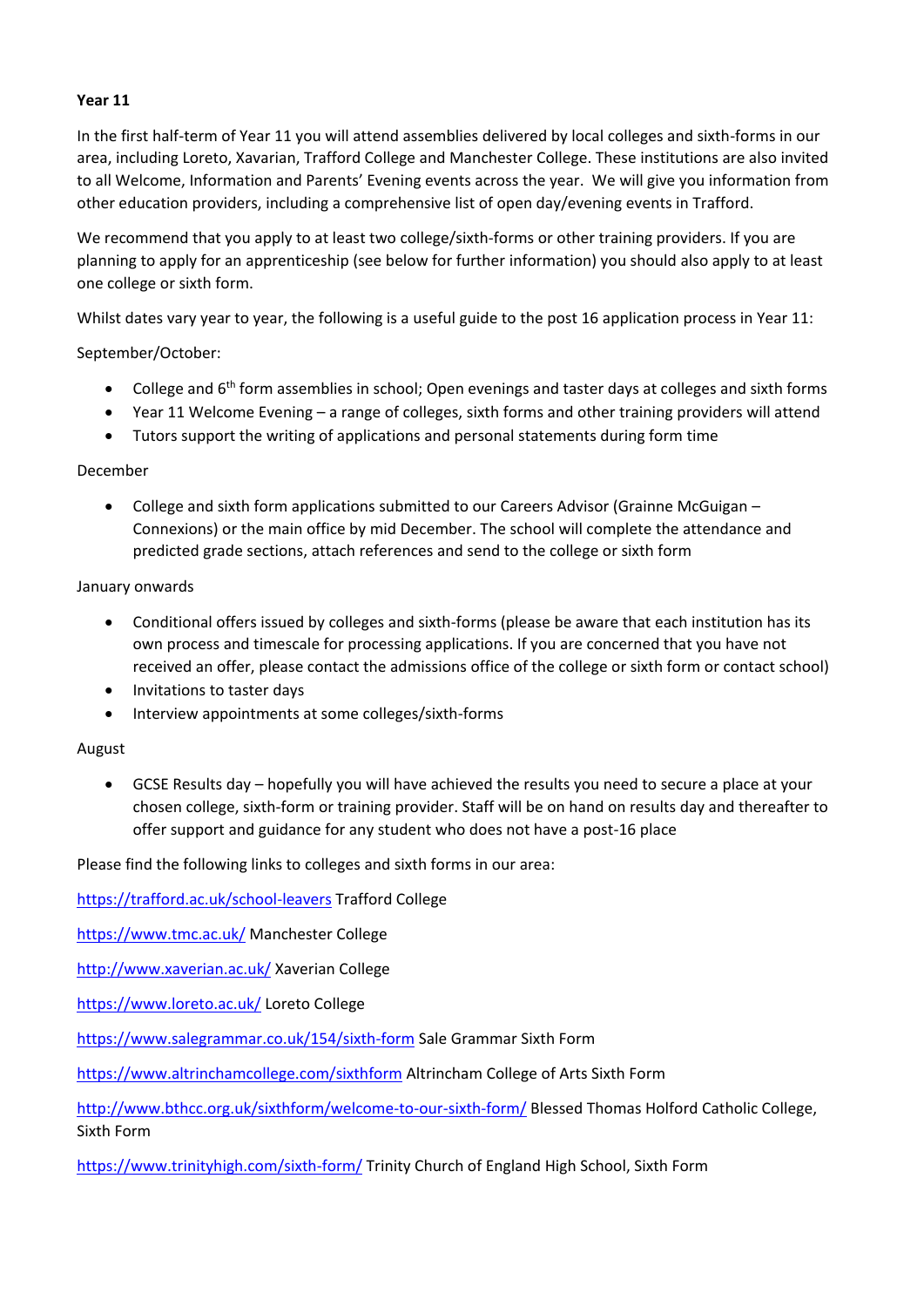**Year 11**

In the first half-term of Year 11 you will attend assemblies delivered by local colleges and sixth-forms in our area, including Loreto, Xaverian, Trafford College and Manchester College. These institutions are also invited to all Welcome, Information and Parents' Evening events across the year. We will give you information from other education providers, including a comprehensive list of open day/evening events in Trafford.

We recommend that you apply to at least two college/sixth-forms or other training providers. If you are planning to apply for an apprenticeship (see below for further information) you should also apply to at least one college or sixth form.

Whilst dates vary year to year, the following is a useful guide to the post 16 application process in Year 11:

September/October:

- College and 6th form assemblies in school; Open evenings and taster days at colleges and sixth forms
- Year 11 Welcome Evening – a range of colleges, sixth forms and other training providers will attend
- Tutors support the writing of applications and personal statements during form time

December

- College and sixth form applications submitted to our Careers Advisor (Grainne McGuigan – Connexions) or the main office by mid December. The school will complete the attendance and predicted grade sections, attach references and send to the college or sixth form

January onwards

- Conditional offers issued by colleges and sixth-forms (please be aware that each institution has its own process and timescale for processing applications. If you are concerned that you have not received an offer, please contact the admissions office of the college or sixth form or contact school)
- Invitations to taster days
- Interview appointments at some colleges/sixth-forms

August

- GCSE Results day – hopefully you will have achieved the results you need to secure a place at your chosen college, sixth-form or training provider. Staff will be on hand on results day and thereafter to offer support and guidance for any student who does not have a post-16 place

Please find the following links to colleges and sixth forms in our area:

[https://trafford.ac.uk/school-leavers](https://trafford.ac.uk/school-leavers) Trafford College

[https://www.tmc.ac.uk/](https://www.tmc.ac.uk/) Manchester College

[http://www.xaverian.ac.uk/](http://www.xaverian.ac.uk/) Xaverian College

[https://www.loreto.ac.uk/](https://www.loreto.ac.uk/) Loreto College

[https://www.salegrammar.co.uk/154/sixth-form](https://www.salegrammar.co.uk/154/sixth-form) Sale Grammar Sixth Form

[https://www.altrinchamcollege.com/sixthform](https://www.altrinchamcollege.com/sixthform) Altrincham College of Arts Sixth Form

[http://www.bthcc.org.uk/sixthform/welcome-to-our-sixth-form/](http://www.bthcc.org.uk/sixthform/welcome-to-our-sixth-form/) Blessed Thomas Holford Catholic College, Sixth Form

[https://www.trinityhigh.com/sixth-form/](https://www.trinityhigh.com/sixth-form/) Trinity Church of England High School, Sixth Form